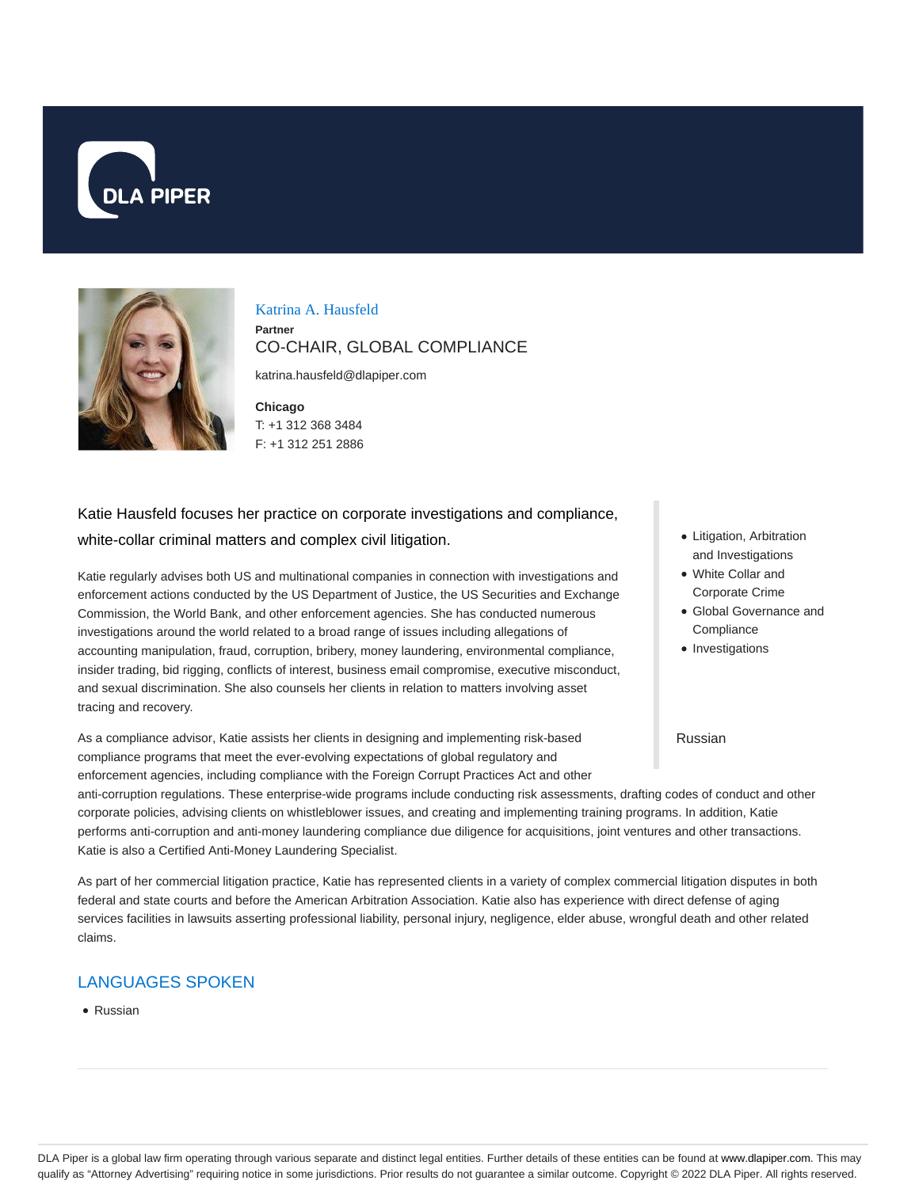# Katrina A. Hausfeld

**Partner**

CO-CHAIR, GLOBAL COMPLIANCE

katrina.hausfeld@dlapiper.com

**Chicago**
T: +1 312 368 3484
F: +1 312 251 2886

- Litigation, Arbitration and Investigations
- White Collar and Corporate Crime
- Global Governance and Compliance
- Investigations

Russian

Katie Hausfeld focuses her practice on corporate investigations and compliance, white-collar criminal matters and complex civil litigation.

Katie regularly advises both US and multinational companies in connection with investigations and enforcement actions conducted by the US Department of Justice, the US Securities and Exchange Commission, the World Bank, and other enforcement agencies. She has conducted numerous investigations around the world related to a broad range of issues including allegations of accounting manipulation, fraud, corruption, bribery, money laundering, environmental compliance, insider trading, bid rigging, conflicts of interest, business email compromise, executive misconduct, and sexual discrimination. She also counsels her clients in relation to matters involving asset tracing and recovery.

As a compliance advisor, Katie assists her clients in designing and implementing risk-based compliance programs that meet the ever-evolving expectations of global regulatory and enforcement agencies, including compliance with the Foreign Corrupt Practices Act and other anti-corruption regulations. These enterprise-wide programs include conducting risk assessments, drafting codes of conduct and other corporate policies, advising clients on whistleblower issues, and creating and implementing training programs. In addition, Katie performs anti-corruption and anti-money laundering compliance due diligence for acquisitions, joint ventures and other transactions. Katie is also a Certified Anti-Money Laundering Specialist.

As part of her commercial litigation practice, Katie has represented clients in a variety of complex commercial litigation disputes in both federal and state courts and before the American Arbitration Association. Katie also has experience with direct defense of aging services facilities in lawsuits asserting professional liability, personal injury, negligence, elder abuse, wrongful death and other related claims.

## LANGUAGES SPOKEN

- Russian

DLA Piper is a global law firm operating through various separate and distinct legal entities. Further details of these entities can be found at www.dlapiper.com. This may qualify as "Attorney Advertising" requiring notice in some jurisdictions. Prior results do not guarantee a similar outcome. Copyright © 2022 DLA Piper. All rights reserved.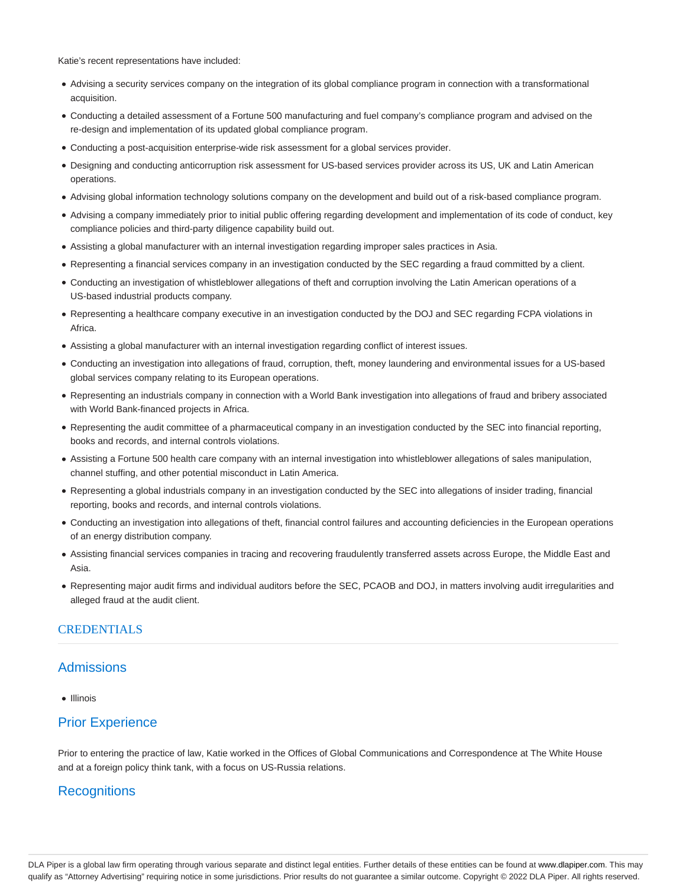Katie's recent representations have included:

- Advising a security services company on the integration of its global compliance program in connection with a transformational acquisition.
- Conducting a detailed assessment of a Fortune 500 manufacturing and fuel company's compliance program and advised on the re-design and implementation of its updated global compliance program.
- Conducting a post-acquisition enterprise-wide risk assessment for a global services provider.
- Designing and conducting anticorruption risk assessment for US-based services provider across its US, UK and Latin American operations.
- Advising global information technology solutions company on the development and build out of a risk-based compliance program.
- Advising a company immediately prior to initial public offering regarding development and implementation of its code of conduct, key compliance policies and third-party diligence capability build out.
- Assisting a global manufacturer with an internal investigation regarding improper sales practices in Asia.
- Representing a financial services company in an investigation conducted by the SEC regarding a fraud committed by a client.
- Conducting an investigation of whistleblower allegations of theft and corruption involving the Latin American operations of a US-based industrial products company.
- Representing a healthcare company executive in an investigation conducted by the DOJ and SEC regarding FCPA violations in Africa.
- Assisting a global manufacturer with an internal investigation regarding conflict of interest issues.
- Conducting an investigation into allegations of fraud, corruption, theft, money laundering and environmental issues for a US-based global services company relating to its European operations.
- Representing an industrials company in connection with a World Bank investigation into allegations of fraud and bribery associated with World Bank-financed projects in Africa.
- Representing the audit committee of a pharmaceutical company in an investigation conducted by the SEC into financial reporting, books and records, and internal controls violations.
- Assisting a Fortune 500 health care company with an internal investigation into whistleblower allegations of sales manipulation, channel stuffing, and other potential misconduct in Latin America.
- Representing a global industrials company in an investigation conducted by the SEC into allegations of insider trading, financial reporting, books and records, and internal controls violations.
- Conducting an investigation into allegations of theft, financial control failures and accounting deficiencies in the European operations of an energy distribution company.
- Assisting financial services companies in tracing and recovering fraudulently transferred assets across Europe, the Middle East and Asia.
- Representing major audit firms and individual auditors before the SEC, PCAOB and DOJ, in matters involving audit irregularities and alleged fraud at the audit client.

## CREDENTIALS

### Admissions

- Illinois

### Prior Experience

Prior to entering the practice of law, Katie worked in the Offices of Global Communications and Correspondence at The White House and at a foreign policy think tank, with a focus on US-Russia relations.

### Recognitions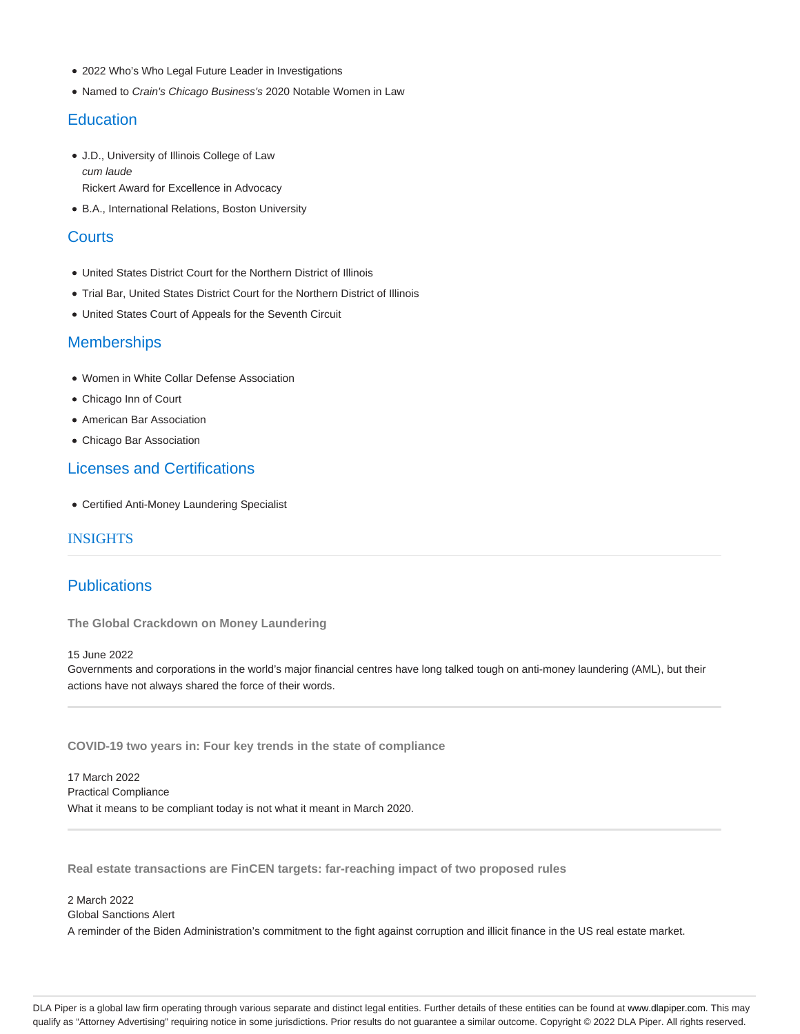- 2022 Who's Who Legal Future Leader in Investigations
- Named to *Crain's Chicago Business's* 2020 Notable Women in Law

## Education

- J.D., University of Illinois College of Law
  *cum laude*
  Rickert Award for Excellence in Advocacy
- B.A., International Relations, Boston University

## Courts

- United States District Court for the Northern District of Illinois
- Trial Bar, United States District Court for the Northern District of Illinois
- United States Court of Appeals for the Seventh Circuit

## Memberships

- Women in White Collar Defense Association
- Chicago Inn of Court
- American Bar Association
- Chicago Bar Association

## Licenses and Certifications

- Certified Anti-Money Laundering Specialist

# INSIGHTS

## Publications

### The Global Crackdown on Money Laundering

15 June 2022
Governments and corporations in the world's major financial centres have long talked tough on anti-money laundering (AML), but their actions have not always shared the force of their words.

### COVID-19 two years in: Four key trends in the state of compliance

17 March 2022
Practical Compliance
What it means to be compliant today is not what it meant in March 2020.

### Real estate transactions are FinCEN targets: far-reaching impact of two proposed rules

2 March 2022
Global Sanctions Alert
A reminder of the Biden Administration's commitment to the fight against corruption and illicit finance in the US real estate market.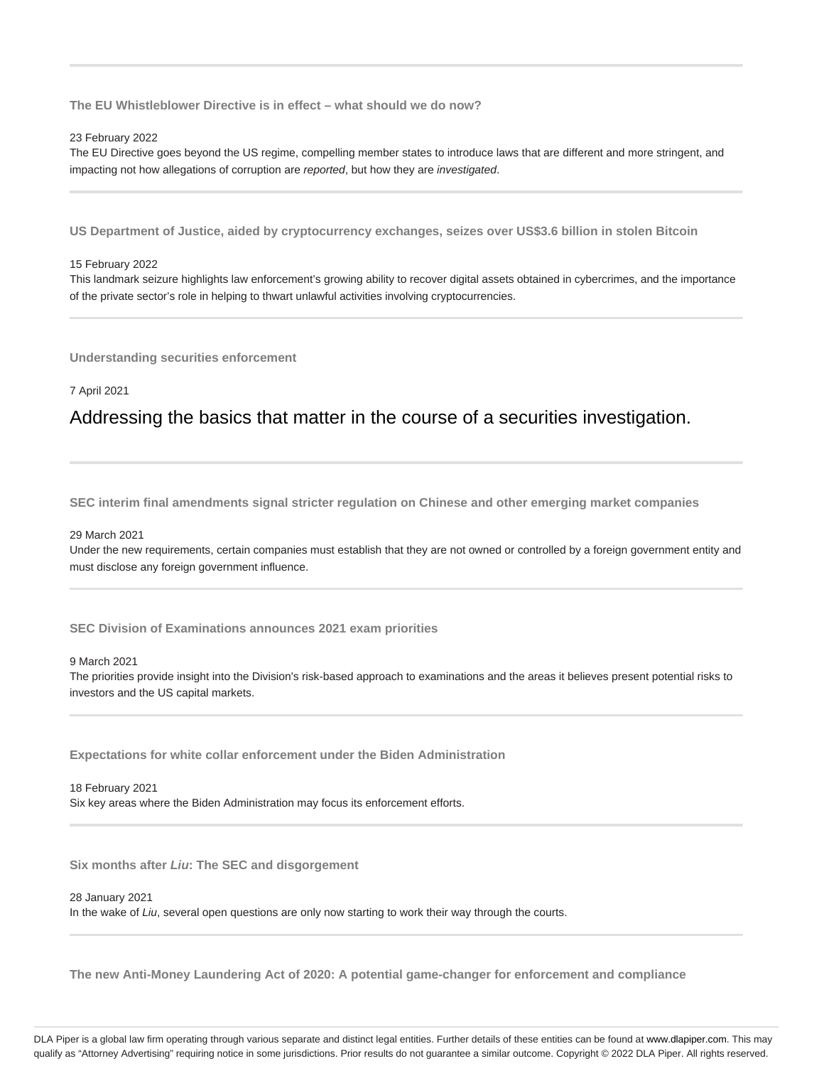---

**The EU Whistleblower Directive is in effect – what should we do now?**

23 February 2022

The EU Directive goes beyond the US regime, compelling member states to introduce laws that are different and more stringent, and impacting not how allegations of corruption are *reported*, but how they are *investigated*.

---

**US Department of Justice, aided by cryptocurrency exchanges, seizes over US$3.6 billion in stolen Bitcoin**

15 February 2022

This landmark seizure highlights law enforcement's growing ability to recover digital assets obtained in cybercrimes, and the importance of the private sector's role in helping to thwart unlawful activities involving cryptocurrencies.

---

**Understanding securities enforcement**

7 April 2021

Addressing the basics that matter in the course of a securities investigation.

---

**SEC interim final amendments signal stricter regulation on Chinese and other emerging market companies**

29 March 2021

Under the new requirements, certain companies must establish that they are not owned or controlled by a foreign government entity and must disclose any foreign government influence.

---

**SEC Division of Examinations announces 2021 exam priorities**

9 March 2021

The priorities provide insight into the Division's risk-based approach to examinations and the areas it believes present potential risks to investors and the US capital markets.

---

**Expectations for white collar enforcement under the Biden Administration**

18 February 2021

Six key areas where the Biden Administration may focus its enforcement efforts.

---

**Six months after *Liu*: The SEC and disgorgement**

28 January 2021

In the wake of *Liu*, several open questions are only now starting to work their way through the courts.

---

**The new Anti-Money Laundering Act of 2020: A potential game-changer for enforcement and compliance**

DLA Piper is a global law firm operating through various separate and distinct legal entities. Further details of these entities can be found at www.dlapiper.com. This may qualify as "Attorney Advertising" requiring notice in some jurisdictions. Prior results do not guarantee a similar outcome. Copyright © 2022 DLA Piper. All rights reserved.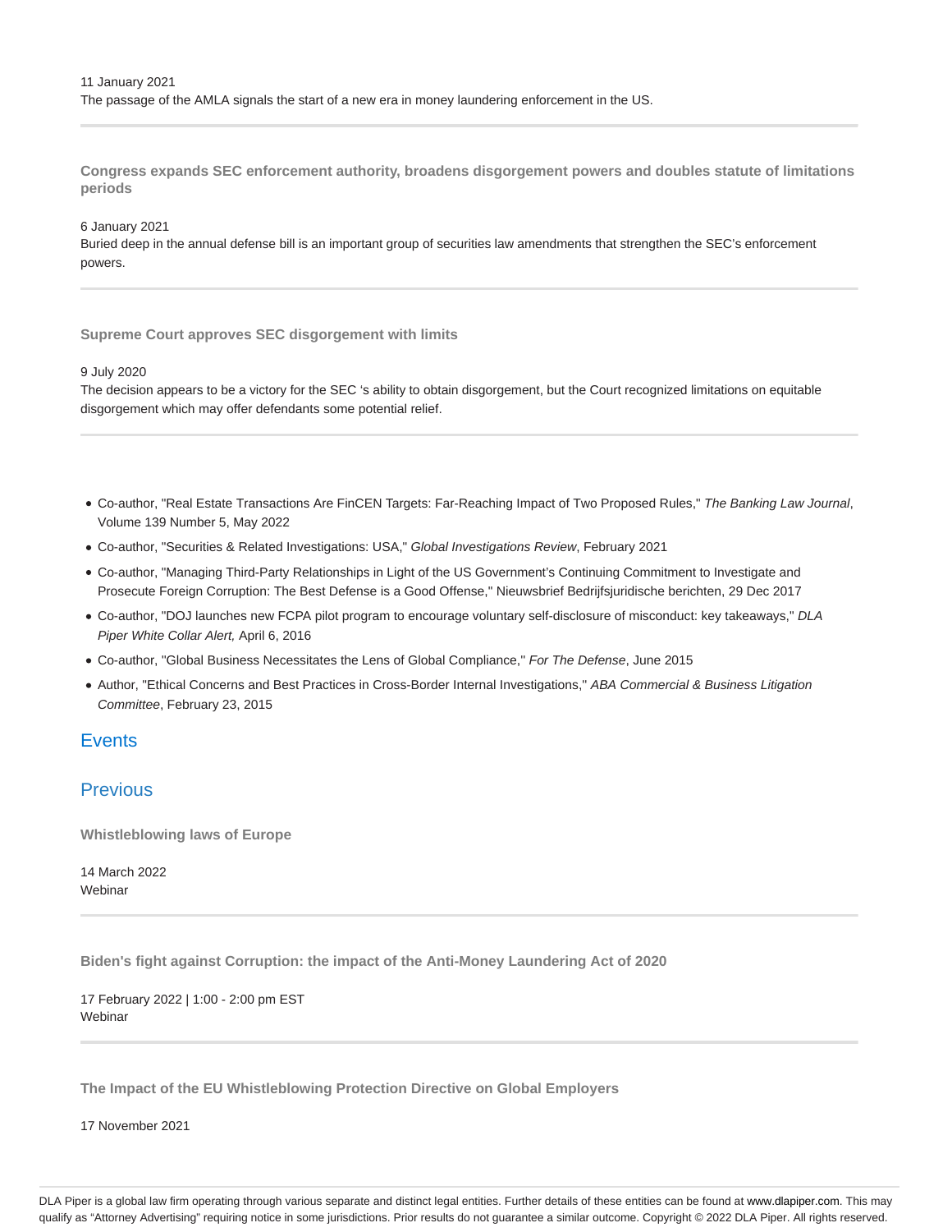11 January 2021
The passage of the AMLA signals the start of a new era in money laundering enforcement in the US.

---

**Congress expands SEC enforcement authority, broadens disgorgement powers and doubles statute of limitations periods**

6 January 2021
Buried deep in the annual defense bill is an important group of securities law amendments that strengthen the SEC's enforcement powers.

---

**Supreme Court approves SEC disgorgement with limits**

9 July 2020
The decision appears to be a victory for the SEC 's ability to obtain disgorgement, but the Court recognized limitations on equitable disgorgement which may offer defendants some potential relief.

---

- Co-author, "Real Estate Transactions Are FinCEN Targets: Far-Reaching Impact of Two Proposed Rules," *The Banking Law Journal*, Volume 139 Number 5, May 2022
- Co-author, "Securities & Related Investigations: USA," *Global Investigations Review*, February 2021
- Co-author, "Managing Third-Party Relationships in Light of the US Government's Continuing Commitment to Investigate and Prosecute Foreign Corruption: The Best Defense is a Good Offense," Nieuwsbrief Bedrijfsjuridische berichten, 29 Dec 2017
- Co-author, "DOJ launches new FCPA pilot program to encourage voluntary self-disclosure of misconduct: key takeaways," *DLA Piper White Collar Alert,* April 6, 2016
- Co-author, "Global Business Necessitates the Lens of Global Compliance," *For The Defense*, June 2015
- Author, "Ethical Concerns and Best Practices in Cross-Border Internal Investigations," *ABA Commercial & Business Litigation Committee*, February 23, 2015

## Events

## Previous

**Whistleblowing laws of Europe**

14 March 2022
Webinar

---

**Biden's fight against Corruption: the impact of the Anti-Money Laundering Act of 2020**

17 February 2022 | 1:00 - 2:00 pm EST
Webinar

---

**The Impact of the EU Whistleblowing Protection Directive on Global Employers**

17 November 2021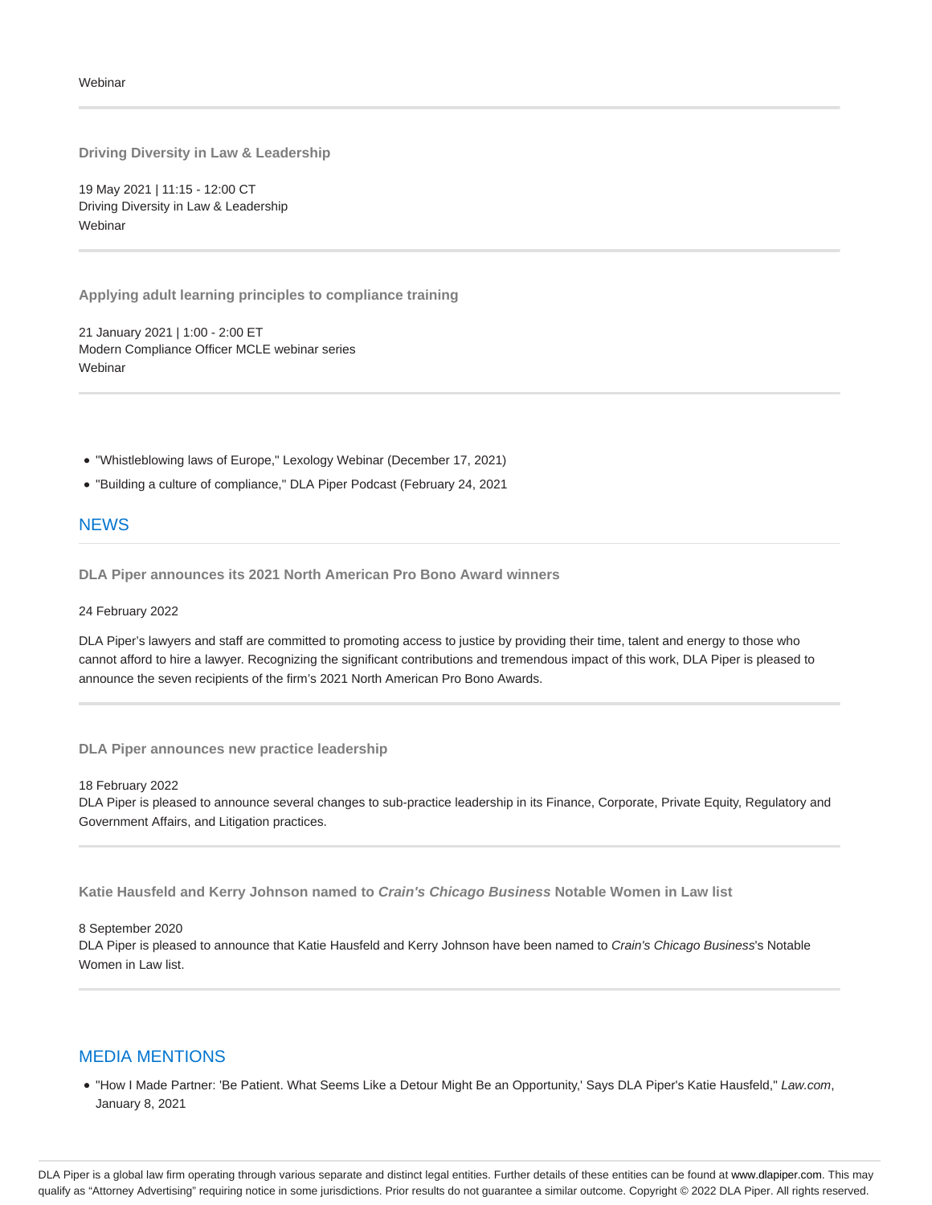Webinar

**Driving Diversity in Law & Leadership**

19 May 2021 | 11:15 - 12:00 CT
Driving Diversity in Law & Leadership
Webinar

**Applying adult learning principles to compliance training**

21 January 2021 | 1:00 - 2:00 ET
Modern Compliance Officer MCLE webinar series
Webinar

- "Whistleblowing laws of Europe," Lexology Webinar (December 17, 2021)
- "Building a culture of compliance," DLA Piper Podcast (February 24, 2021

## NEWS

**DLA Piper announces its 2021 North American Pro Bono Award winners**

24 February 2022

DLA Piper's lawyers and staff are committed to promoting access to justice by providing their time, talent and energy to those who cannot afford to hire a lawyer. Recognizing the significant contributions and tremendous impact of this work, DLA Piper is pleased to announce the seven recipients of the firm's 2021 North American Pro Bono Awards.

**DLA Piper announces new practice leadership**

18 February 2022
DLA Piper is pleased to announce several changes to sub-practice leadership in its Finance, Corporate, Private Equity, Regulatory and Government Affairs, and Litigation practices.

**Katie Hausfeld and Kerry Johnson named to *Crain's Chicago Business* Notable Women in Law list**

8 September 2020
DLA Piper is pleased to announce that Katie Hausfeld and Kerry Johnson have been named to *Crain's Chicago Business*'s Notable Women in Law list.

## MEDIA MENTIONS

- "How I Made Partner: 'Be Patient. What Seems Like a Detour Might Be an Opportunity,' Says DLA Piper's Katie Hausfeld," *Law.com*, January 8, 2021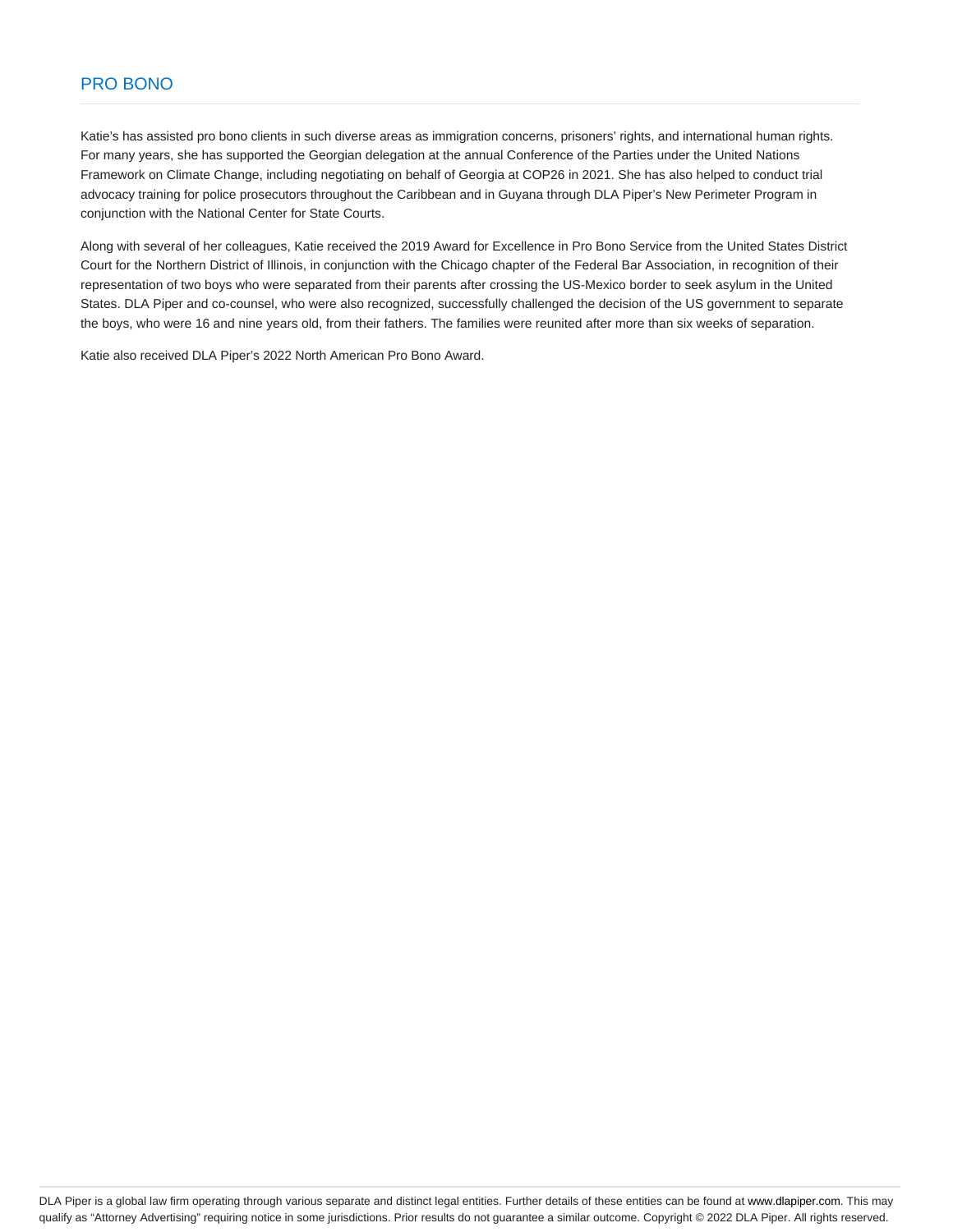## PRO BONO

Katie's has assisted pro bono clients in such diverse areas as immigration concerns, prisoners' rights, and international human rights. For many years, she has supported the Georgian delegation at the annual Conference of the Parties under the United Nations Framework on Climate Change, including negotiating on behalf of Georgia at COP26 in 2021. She has also helped to conduct trial advocacy training for police prosecutors throughout the Caribbean and in Guyana through DLA Piper's New Perimeter Program in conjunction with the National Center for State Courts.

Along with several of her colleagues, Katie received the 2019 Award for Excellence in Pro Bono Service from the United States District Court for the Northern District of Illinois, in conjunction with the Chicago chapter of the Federal Bar Association, in recognition of their representation of two boys who were separated from their parents after crossing the US-Mexico border to seek asylum in the United States. DLA Piper and co-counsel, who were also recognized, successfully challenged the decision of the US government to separate the boys, who were 16 and nine years old, from their fathers. The families were reunited after more than six weeks of separation.

Katie also received DLA Piper's 2022 North American Pro Bono Award.